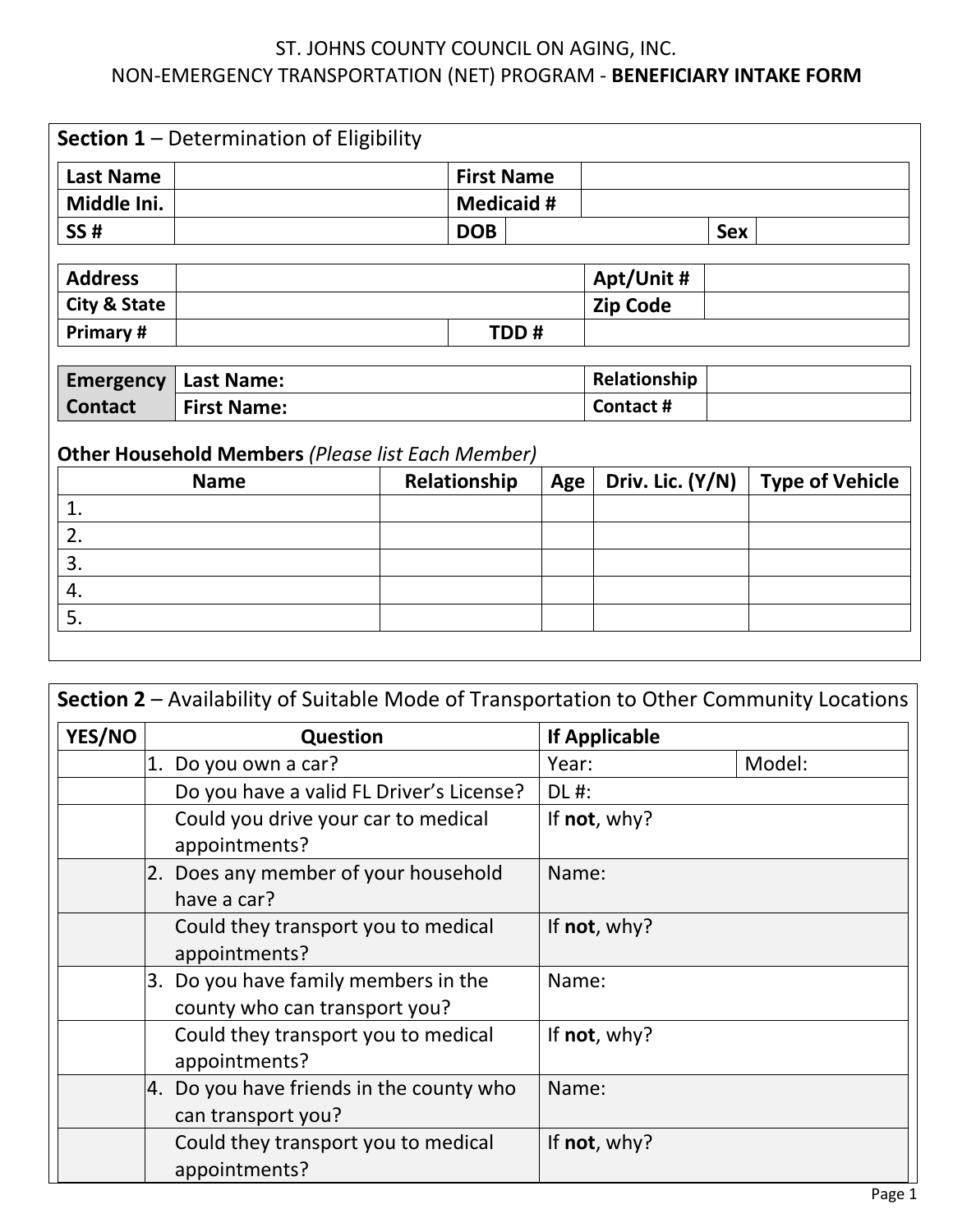ST. JOHNS COUNTY COUNCIL ON AGING, INC.

NON-EMERGENCY TRANSPORTATION (NET) PROGRAM - **BENEFICIARY INTAKE FORM**

## **Section 1** – Determination of Eligibility

| **Last Name** | | **First Name** | | | |
|---|---|---|---|---|---|
| **Middle Ini.** | | **Medicaid #** | | | |
| **SS #** | | **DOB** | | **Sex** | |

| **Address** | | **Apt/Unit #** | |
|---|---|---|---|
| **City & State** | | **Zip Code** | |
| **Primary #** | | **TDD #** | |

| **Emergency Contact** | **Last Name:** | **Relationship** | |
|---|---|---|---|
| | **First Name:** | **Contact #** | |

**Other Household Members** *(Please list Each Member)*

| Name | Relationship | Age | Driv. Lic. (Y/N) | Type of Vehicle |
|---|---|---|---|---|
| 1. | | | | |
| 2. | | | | |
| 3. | | | | |
| 4. | | | | |
| 5. | | | | |

## **Section 2** – Availability of Suitable Mode of Transportation to Other Community Locations

| YES/NO | Question | If Applicable | |
|---|---|---|---|
| | 1. Do you own a car? | Year: | Model: |
| | Do you have a valid FL Driver's License? | DL #: | |
| | Could you drive your car to medical appointments? | If **not**, why? | |
| | 2. Does any member of your household have a car? | Name: | |
| | Could they transport you to medical appointments? | If **not**, why? | |
| | 3. Do you have family members in the county who can transport you? | Name: | |
| | Could they transport you to medical appointments? | If **not**, why? | |
| | 4. Do you have friends in the county who can transport you? | Name: | |
| | Could they transport you to medical appointments? | If **not**, why? | |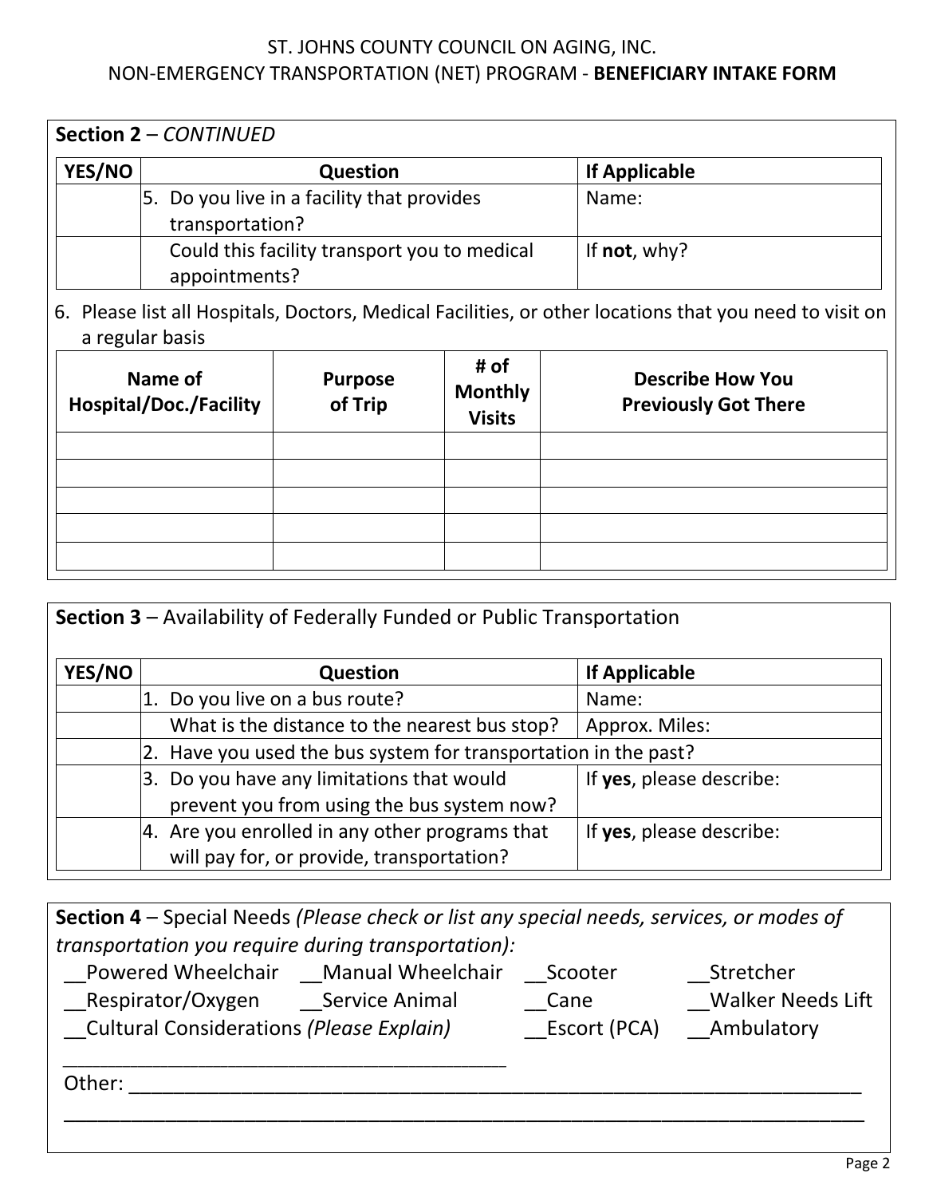ST. JOHNS COUNTY COUNCIL ON AGING, INC.
NON-EMERGENCY TRANSPORTATION (NET) PROGRAM - **BENEFICIARY INTAKE FORM**

**Section 2** – *CONTINUED*

| YES/NO | Question | If Applicable |
|---|---|---|
| | 5. Do you live in a facility that provides transportation? | Name: |
| | Could this facility transport you to medical appointments? | If **not**, why? |

6. Please list all Hospitals, Doctors, Medical Facilities, or other locations that you need to visit on a regular basis

| Name of Hospital/Doc./Facility | Purpose of Trip | # of Monthly Visits | Describe How You Previously Got There |
|---|---|---|---|
| | | | |
| | | | |
| | | | |
| | | | |
| | | | |

**Section 3** – Availability of Federally Funded or Public Transportation

| YES/NO | Question | If Applicable |
|---|---|---|
| | 1. Do you live on a bus route? | Name: |
| | What is the distance to the nearest bus stop? | Approx. Miles: |
| | 2. Have you used the bus system for transportation in the past? | |
| | 3. Do you have any limitations that would prevent you from using the bus system now? | If **yes**, please describe: |
| | 4. Are you enrolled in any other programs that will pay for, or provide, transportation? | If **yes**, please describe: |

**Section 4** – Special Needs *(Please check or list any special needs, services, or modes of transportation you require during transportation):*

__Powered Wheelchair __Manual Wheelchair __Scooter __Stretcher
__Respirator/Oxygen __Service Animal __Cane __Walker Needs Lift
__Cultural Considerations *(Please Explain)* __Escort (PCA) __Ambulatory

_____________________________________________

Other: ____________________________________________________________________________

____________________________________________________________________________________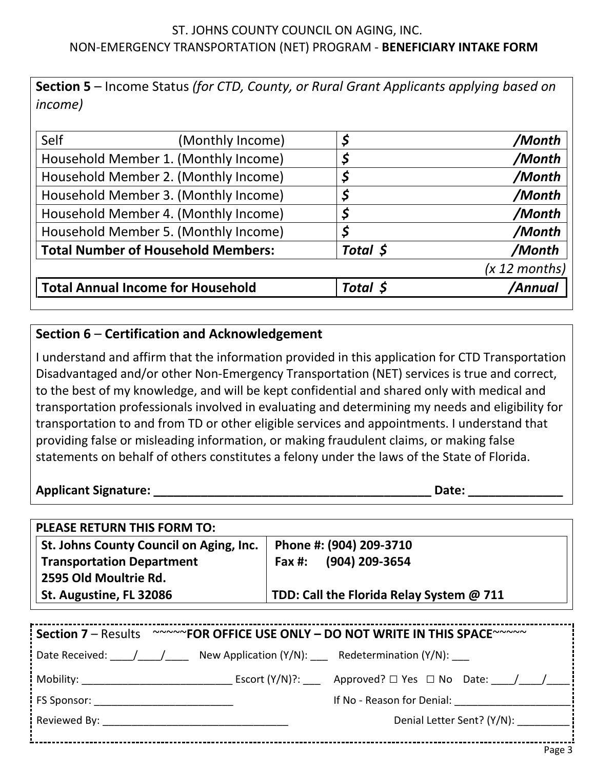ST. JOHNS COUNTY COUNCIL ON AGING, INC.
NON-EMERGENCY TRANSPORTATION (NET) PROGRAM - **BENEFICIARY INTAKE FORM**

**Section 5** – Income Status *(for CTD, County, or Rural Grant Applicants applying based on income)*

| | |
|---|---|
| Self (Monthly Income) | ***$ /Month*** |
| Household Member 1. (Monthly Income) | ***$ /Month*** |
| Household Member 2. (Monthly Income) | ***$ /Month*** |
| Household Member 3. (Monthly Income) | ***$ /Month*** |
| Household Member 4. (Monthly Income) | ***$ /Month*** |
| Household Member 5. (Monthly Income) | ***$ /Month*** |
| **Total Number of Household Members:** | ***Total $ /Month*** |
| | *(x 12 months)* |
| **Total Annual Income for Household** | ***Total $ /Annual*** |

**Section 6** – **Certification and Acknowledgement**

I understand and affirm that the information provided in this application for CTD Transportation Disadvantaged and/or other Non-Emergency Transportation (NET) services is true and correct, to the best of my knowledge, and will be kept confidential and shared only with medical and transportation professionals involved in evaluating and determining my needs and eligibility for transportation to and from TD or other eligible services and appointments. I understand that providing false or misleading information, or making fraudulent claims, or making false statements on behalf of others constitutes a felony under the laws of the State of Florida.

**Applicant Signature: ________________________________________ Date: ______________**

| **PLEASE RETURN THIS FORM TO:** | |
|---|---|
| **St. Johns County Council on Aging, Inc.** | **Phone #: (904) 209-3710** |
| **Transportation Department** | **Fax #: (904) 209-3654** |
| **2595 Old Moultrie Rd.** | |
| **St. Augustine, FL 32086** | **TDD: Call the Florida Relay System @ 711** |

**Section 7** – Results ~~~~~**FOR OFFICE USE ONLY – DO NOT WRITE IN THIS SPACE**~~~~~

Date Received: ____/____/____ New Application (Y/N): ___ Redetermination (Y/N): ___

Mobility: __________________________ Escort (Y/N)?: ___ Approved? ☐ Yes ☐ No Date: ____/____/____

FS Sponsor: _________________________ If No - Reason for Denial: _____________________

Reviewed By: ________________________________ Denial Letter Sent? (Y/N): _________